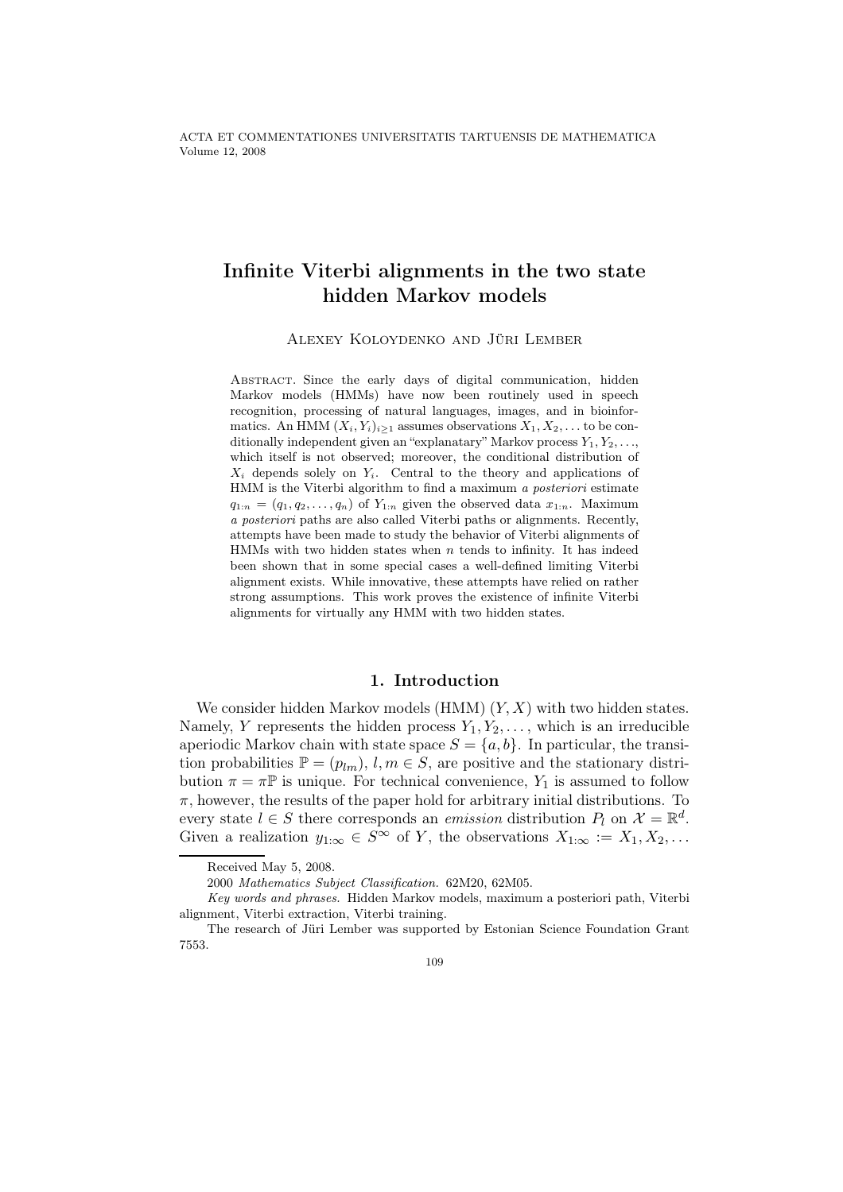# Infinite Viterbi alignments in the two state hidden Markov models

Alexey Koloydenko and Jüri Lember

Abstract. Since the early days of digital communication, hidden Markov models (HMMs) have now been routinely used in speech recognition, processing of natural languages, images, and in bioinformatics. An HMM $(X_i, Y_i)_{i\geq 1}$ assumes observations $X_1, X_2, \ldots$ to be conditionally independent given an "explanatary" Markov process $Y_1, Y_2, \ldots$, which itself is not observed; moreover, the conditional distribution of $X_i$ depends solely on $Y_i$. Central to the theory and applications of HMM is the Viterbi algorithm to find a maximum *a posteriori* estimate $q_{1:n} = (q_1, q_2, \ldots, q_n)$ of $Y_{1:n}$ given the observed data $x_{1:n}$. Maximum *a posteriori* paths are also called Viterbi paths or alignments. Recently, attempts have been made to study the behavior of Viterbi alignments of HMMs with two hidden states when $n$ tends to infinity. It has indeed been shown that in some special cases a well-defined limiting Viterbi alignment exists. While innovative, these attempts have relied on rather strong assumptions. This work proves the existence of infinite Viterbi alignments for virtually any HMM with two hidden states.

## 1. Introduction

We consider hidden Markov models (HMM) $(Y, X)$ with two hidden states. Namely, $Y$ represents the hidden process $Y_1, Y_2, \ldots$, which is an irreducible aperiodic Markov chain with state space $S = \{a, b\}$. In particular, the transition probabilities $\mathbb{P} = (p_{lm})$, $l, m \in S$, are positive and the stationary distribution $\pi = \pi\mathbb{P}$ is unique. For technical convenience, $Y_1$ is assumed to follow $\pi$, however, the results of the paper hold for arbitrary initial distributions. To every state $l \in S$ there corresponds an *emission* distribution $P_l$ on $\mathcal{X} = \mathbb{R}^d$. Given a realization $y_{1:\infty} \in S^\infty$ of $Y$, the observations $X_{1:\infty} := X_1, X_2, \ldots$

Received May 5, 2008.

2000 *Mathematics Subject Classification.* 62M20, 62M05.

*Key words and phrases.* Hidden Markov models, maximum a posteriori path, Viterbi alignment, Viterbi extraction, Viterbi training.

The research of Jüri Lember was supported by Estonian Science Foundation Grant 7553.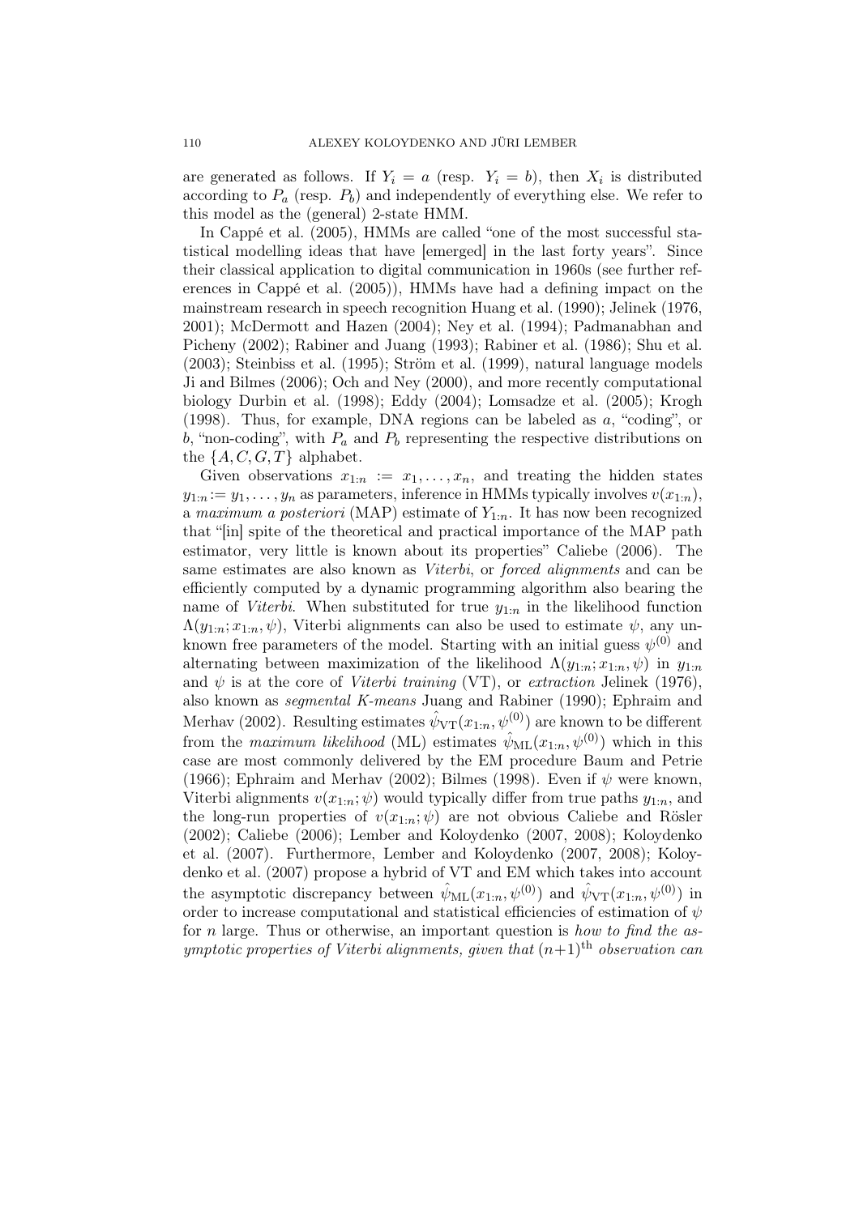are generated as follows. If $Y_i = a$ (resp. $Y_i = b$), then $X_i$ is distributed according to $P_a$ (resp. $P_b$) and independently of everything else. We refer to this model as the (general) 2-state HMM.

In Cappé et al. (2005), HMMs are called "one of the most successful statistical modelling ideas that have [emerged] in the last forty years". Since their classical application to digital communication in 1960s (see further references in Cappé et al. (2005)), HMMs have had a defining impact on the mainstream research in speech recognition Huang et al. (1990); Jelinek (1976, 2001); McDermott and Hazen (2004); Ney et al. (1994); Padmanabhan and Picheny (2002); Rabiner and Juang (1993); Rabiner et al. (1986); Shu et al. (2003); Steinbiss et al. (1995); Ström et al. (1999), natural language models Ji and Bilmes (2006); Och and Ney (2000), and more recently computational biology Durbin et al. (1998); Eddy (2004); Lomsadze et al. (2005); Krogh (1998). Thus, for example, DNA regions can be labeled as $a$, "coding", or $b$, "non-coding", with $P_a$ and $P_b$ representing the respective distributions on the $\{A, C, G, T\}$ alphabet.

Given observations $x_{1:n} := x_1, \ldots, x_n$, and treating the hidden states $y_{1:n} := y_1, \ldots, y_n$ as parameters, inference in HMMs typically involves $v(x_{1:n})$, a *maximum a posteriori* (MAP) estimate of $Y_{1:n}$. It has now been recognized that "[in] spite of the theoretical and practical importance of the MAP path estimator, very little is known about its properties" Caliebe (2006). The same estimates are also known as *Viterbi*, or *forced alignments* and can be efficiently computed by a dynamic programming algorithm also bearing the name of *Viterbi*. When substituted for true $y_{1:n}$ in the likelihood function $\Lambda(y_{1:n}; x_{1:n}, \psi)$, Viterbi alignments can also be used to estimate $\psi$, any unknown free parameters of the model. Starting with an initial guess $\psi^{(0)}$ and alternating between maximization of the likelihood $\Lambda(y_{1:n}; x_{1:n}, \psi)$ in $y_{1:n}$ and $\psi$ is at the core of *Viterbi training* (VT), or *extraction* Jelinek (1976), also known as *segmental K-means* Juang and Rabiner (1990); Ephraim and Merhav (2002). Resulting estimates $\hat{\psi}_{\text{VT}}(x_{1:n}, \psi^{(0)})$ are known to be different from the *maximum likelihood* (ML) estimates $\hat{\psi}_{\text{ML}}(x_{1:n}, \psi^{(0)})$ which in this case are most commonly delivered by the EM procedure Baum and Petrie (1966); Ephraim and Merhav (2002); Bilmes (1998). Even if $\psi$ were known, Viterbi alignments $v(x_{1:n}; \psi)$ would typically differ from true paths $y_{1:n}$, and the long-run properties of $v(x_{1:n}; \psi)$ are not obvious Caliebe and Rösler (2002); Caliebe (2006); Lember and Koloydenko (2007, 2008); Koloydenko et al. (2007). Furthermore, Lember and Koloydenko (2007, 2008); Koloydenko et al. (2007) propose a hybrid of VT and EM which takes into account the asymptotic discrepancy between $\hat{\psi}_{\text{ML}}(x_{1:n}, \psi^{(0)})$ and $\hat{\psi}_{\text{VT}}(x_{1:n}, \psi^{(0)})$ in order to increase computational and statistical efficiencies of estimation of $\psi$ for $n$ large. Thus or otherwise, an important question is *how to find the asymptotic properties of Viterbi alignments, given that* $(n+1)^{\text{th}}$ *observation can*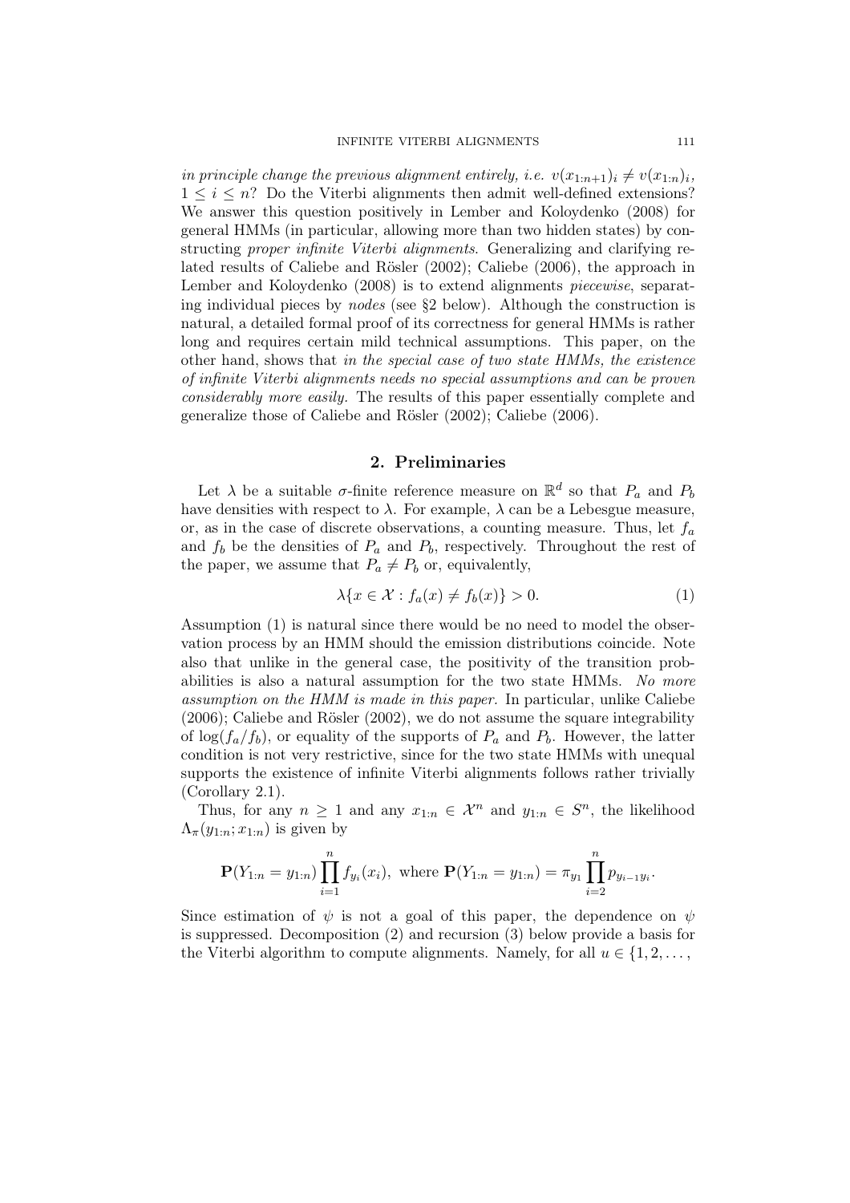*in principle change the previous alignment entirely, i.e.* $v(x_{1:n+1})_i \neq v(x_{1:n})_i$, $1 \leq i \leq n$? Do the Viterbi alignments then admit well-defined extensions? We answer this question positively in Lember and Koloydenko (2008) for general HMMs (in particular, allowing more than two hidden states) by constructing *proper infinite Viterbi alignments*. Generalizing and clarifying related results of Caliebe and Rösler (2002); Caliebe (2006), the approach in Lember and Koloydenko (2008) is to extend alignments *piecewise*, separating individual pieces by *nodes* (see §2 below). Although the construction is natural, a detailed formal proof of its correctness for general HMMs is rather long and requires certain mild technical assumptions. This paper, on the other hand, shows that *in the special case of two state HMMs, the existence of infinite Viterbi alignments needs no special assumptions and can be proven considerably more easily.* The results of this paper essentially complete and generalize those of Caliebe and Rösler (2002); Caliebe (2006).

## 2. Preliminaries

Let $\lambda$ be a suitable $\sigma$-finite reference measure on $\mathbb{R}^d$ so that $P_a$ and $P_b$ have densities with respect to $\lambda$. For example, $\lambda$ can be a Lebesgue measure, or, as in the case of discrete observations, a counting measure. Thus, let $f_a$ and $f_b$ be the densities of $P_a$ and $P_b$, respectively. Throughout the rest of the paper, we assume that $P_a \neq P_b$ or, equivalently,

$$\lambda\{x \in \mathcal{X} : f_a(x) \neq f_b(x)\} > 0. \tag{1}$$

Assumption (1) is natural since there would be no need to model the observation process by an HMM should the emission distributions coincide. Note also that unlike in the general case, the positivity of the transition probabilities is also a natural assumption for the two state HMMs. *No more assumption on the HMM is made in this paper.* In particular, unlike Caliebe (2006); Caliebe and Rösler (2002), we do not assume the square integrability of $\log(f_a/f_b)$, or equality of the supports of $P_a$ and $P_b$. However, the latter condition is not very restrictive, since for the two state HMMs with unequal supports the existence of infinite Viterbi alignments follows rather trivially (Corollary 2.1).

Thus, for any $n \geq 1$ and any $x_{1:n} \in \mathcal{X}^n$ and $y_{1:n} \in S^n$, the likelihood $\Lambda_\pi(y_{1:n}; x_{1:n})$ is given by

$$\mathbf{P}(Y_{1:n} = y_{1:n}) \prod_{i=1}^{n} f_{y_i}(x_i), \text{ where } \mathbf{P}(Y_{1:n} = y_{1:n}) = \pi_{y_1} \prod_{i=2}^{n} p_{y_{i-1}y_i}.$$

Since estimation of $\psi$ is not a goal of this paper, the dependence on $\psi$ is suppressed. Decomposition (2) and recursion (3) below provide a basis for the Viterbi algorithm to compute alignments. Namely, for all $u \in \{1, 2, \ldots,$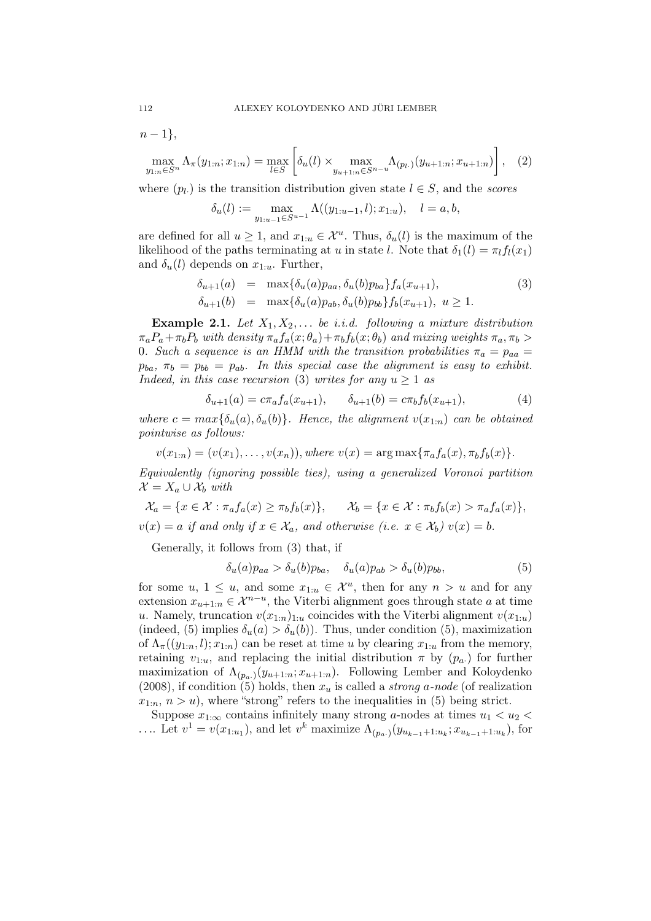$n-1\}$,

$$\max_{y_{1:n}\in S^n} \Lambda_\pi(y_{1:n};x_{1:n}) = \max_{l\in S}\left[\delta_u(l)\times \max_{y_{u+1:n}\in S^{n-u}} \Lambda_{(p_{l\cdot})}(y_{u+1:n};x_{u+1:n})\right], \quad (2)$$

where $(p_{l\cdot})$ is the transition distribution given state $l \in S$, and the *scores*

$$\delta_u(l) := \max_{y_{1:u-1}\in S^{u-1}} \Lambda((y_{1:u-1},l);x_{1:u}), \quad l = a, b,$$

are defined for all $u \geq 1$, and $x_{1:u} \in \mathcal{X}^u$. Thus, $\delta_u(l)$ is the maximum of the likelihood of the paths terminating at $u$ in state $l$. Note that $\delta_1(l) = \pi_l f_l(x_1)$ and $\delta_u(l)$ depends on $x_{1:u}$. Further,

$$\begin{aligned} \delta_{u+1}(a) &= \max\{\delta_u(a)p_{aa}, \delta_u(b)p_{ba}\}f_a(x_{u+1}), \\ \delta_{u+1}(b) &= \max\{\delta_u(a)p_{ab}, \delta_u(b)p_{bb}\}f_b(x_{u+1}),\ u \geq 1. \end{aligned} \quad (3)$$

**Example 2.1.** *Let $X_1, X_2, \ldots$ be i.i.d. following a mixture distribution $\pi_a P_a + \pi_b P_b$ with density $\pi_a f_a(x;\theta_a) + \pi_b f_b(x;\theta_b)$ and mixing weights $\pi_a, \pi_b > 0$. Such a sequence is an HMM with the transition probabilities $\pi_a = p_{aa} = p_{ba}$, $\pi_b = p_{bb} = p_{ab}$. In this special case the alignment is easy to exhibit. Indeed, in this case recursion* (3) *writes for any $u \geq 1$ as*

$$\delta_{u+1}(a) = c\pi_a f_a(x_{u+1}), \qquad \delta_{u+1}(b) = c\pi_b f_b(x_{u+1}), \quad (4)$$

*where $c = max\{\delta_u(a), \delta_u(b)\}$. Hence, the alignment $v(x_{1:n})$ can be obtained pointwise as follows:*

$$v(x_{1:n}) = (v(x_1), \ldots, v(x_n)), \textit{where } v(x) = \arg\max\{\pi_a f_a(x), \pi_b f_b(x)\}.$$

*Equivalently (ignoring possible ties), using a generalized Voronoi partition $\mathcal{X} = X_a \cup \mathcal{X}_b$ with*

$$\mathcal{X}_a = \{x \in \mathcal{X} : \pi_a f_a(x) \geq \pi_b f_b(x)\}, \qquad \mathcal{X}_b = \{x \in \mathcal{X} : \pi_b f_b(x) > \pi_a f_a(x)\},$$

*$v(x) = a$ if and only if $x \in \mathcal{X}_a$, and otherwise (i.e. $x \in \mathcal{X}_b$) $v(x) = b$.*

Generally, it follows from (3) that, if

$$\delta_u(a)p_{aa} > \delta_u(b)p_{ba}, \quad \delta_u(a)p_{ab} > \delta_u(b)p_{bb}, \quad (5)$$

for some $u$, $1 \leq u$, and some $x_{1:u} \in \mathcal{X}^u$, then for any $n > u$ and for any extension $x_{u+1:n} \in \mathcal{X}^{n-u}$, the Viterbi alignment goes through state $a$ at time $u$. Namely, truncation $v(x_{1:n})_{1:u}$ coincides with the Viterbi alignment $v(x_{1:u})$ (indeed, (5) implies $\delta_u(a) > \delta_u(b)$). Thus, under condition (5), maximization of $\Lambda_\pi((y_{1:n}, l); x_{1:n})$ can be reset at time $u$ by clearing $x_{1:u}$ from the memory, retaining $v_{1:u}$, and replacing the initial distribution $\pi$ by $(p_{a\cdot})$ for further maximization of $\Lambda_{(p_{a\cdot})}(y_{u+1:n}; x_{u+1:n})$. Following Lember and Koloydenko (2008), if condition (5) holds, then $x_u$ is called a *strong a-node* (of realization $x_{1:n}$, $n > u$), where "strong" refers to the inequalities in (5) being strict.

Suppose $x_{1:\infty}$ contains infinitely many strong $a$-nodes at times $u_1 < u_2 < \ldots$. Let $v^1 = v(x_{1:u_1})$, and let $v^k$ maximize $\Lambda_{(p_{a\cdot})}(y_{u_{k-1}+1:u_k}; x_{u_{k-1}+1:u_k})$, for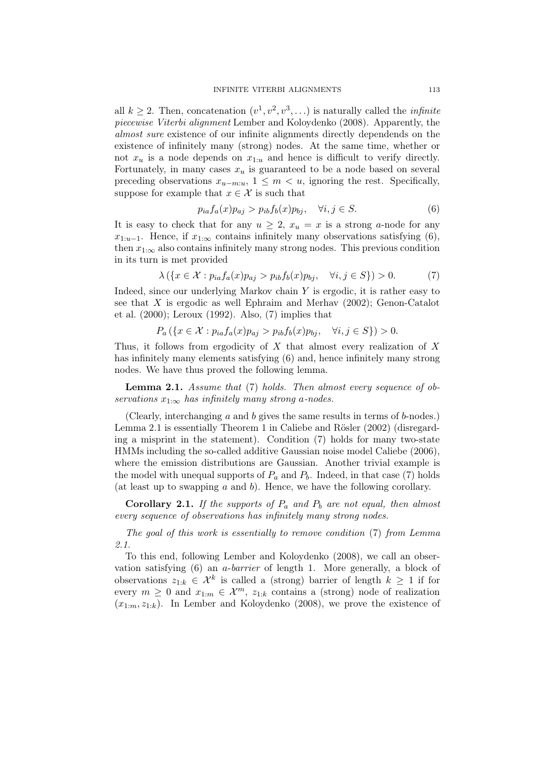all $k \geq 2$. Then, concatenation $(v^1, v^2, v^3, \ldots)$ is naturally called the *infinite piecewise Viterbi alignment* Lember and Koloydenko (2008). Apparently, the *almost sure* existence of our infinite alignments directly dependends on the existence of infinitely many (strong) nodes. At the same time, whether or not $x_u$ is a node depends on $x_{1:u}$ and hence is difficult to verify directly. Fortunately, in many cases $x_u$ is guaranteed to be a node based on several preceding observations $x_{u-m:u}$, $1 \leq m < u$, ignoring the rest. Specifically, suppose for example that $x \in \mathcal{X}$ is such that

$$p_{ia} f_a(x) p_{aj} > p_{ib} f_b(x) p_{bj}, \quad \forall i, j \in S. \tag{6}$$

It is easy to check that for any $u \geq 2$, $x_u = x$ is a strong $a$-node for any $x_{1:u-1}$. Hence, if $x_{1:\infty}$ contains infinitely many observations satisfying (6), then $x_{1:\infty}$ also contains infinitely many strong nodes. This previous condition in its turn is met provided

$$\lambda\left(\{x \in \mathcal{X} : p_{ia} f_a(x) p_{aj} > p_{ib} f_b(x) p_{bj}, \quad \forall i, j \in S\}\right) > 0. \tag{7}$$

Indeed, since our underlying Markov chain $Y$ is ergodic, it is rather easy to see that $X$ is ergodic as well Ephraim and Merhav (2002); Genon-Catalot et al. (2000); Leroux (1992). Also, (7) implies that

$$P_a\left(\{x \in \mathcal{X} : p_{ia} f_a(x) p_{aj} > p_{ib} f_b(x) p_{bj}, \quad \forall i, j \in S\}\right) > 0.$$

Thus, it follows from ergodicity of $X$ that almost every realization of $X$ has infinitely many elements satisfying (6) and, hence infinitely many strong nodes. We have thus proved the following lemma.

**Lemma 2.1.** *Assume that* (7) *holds. Then almost every sequence of observations $x_{1:\infty}$ has infinitely many strong $a$-nodes.*

(Clearly, interchanging $a$ and $b$ gives the same results in terms of $b$-nodes.) Lemma 2.1 is essentially Theorem 1 in Caliebe and Rösler (2002) (disregarding a misprint in the statement). Condition (7) holds for many two-state HMMs including the so-called additive Gaussian noise model Caliebe (2006), where the emission distributions are Gaussian. Another trivial example is the model with unequal supports of $P_a$ and $P_b$. Indeed, in that case (7) holds (at least up to swapping $a$ and $b$). Hence, we have the following corollary.

**Corollary 2.1.** *If the supports of $P_a$ and $P_b$ are not equal, then almost every sequence of observations has infinitely many strong nodes.*

*The goal of this work is essentially to remove condition* (7) *from Lemma 2.1.*

To this end, following Lember and Koloydenko (2008), we call an observation satisfying (6) an *a-barrier* of length 1. More generally, a block of observations $z_{1:k} \in \mathcal{X}^k$ is called a (strong) barrier of length $k \geq 1$ if for every $m \geq 0$ and $x_{1:m} \in \mathcal{X}^m$, $z_{1:k}$ contains a (strong) node of realization $(x_{1:m}, z_{1:k})$. In Lember and Koloydenko (2008), we prove the existence of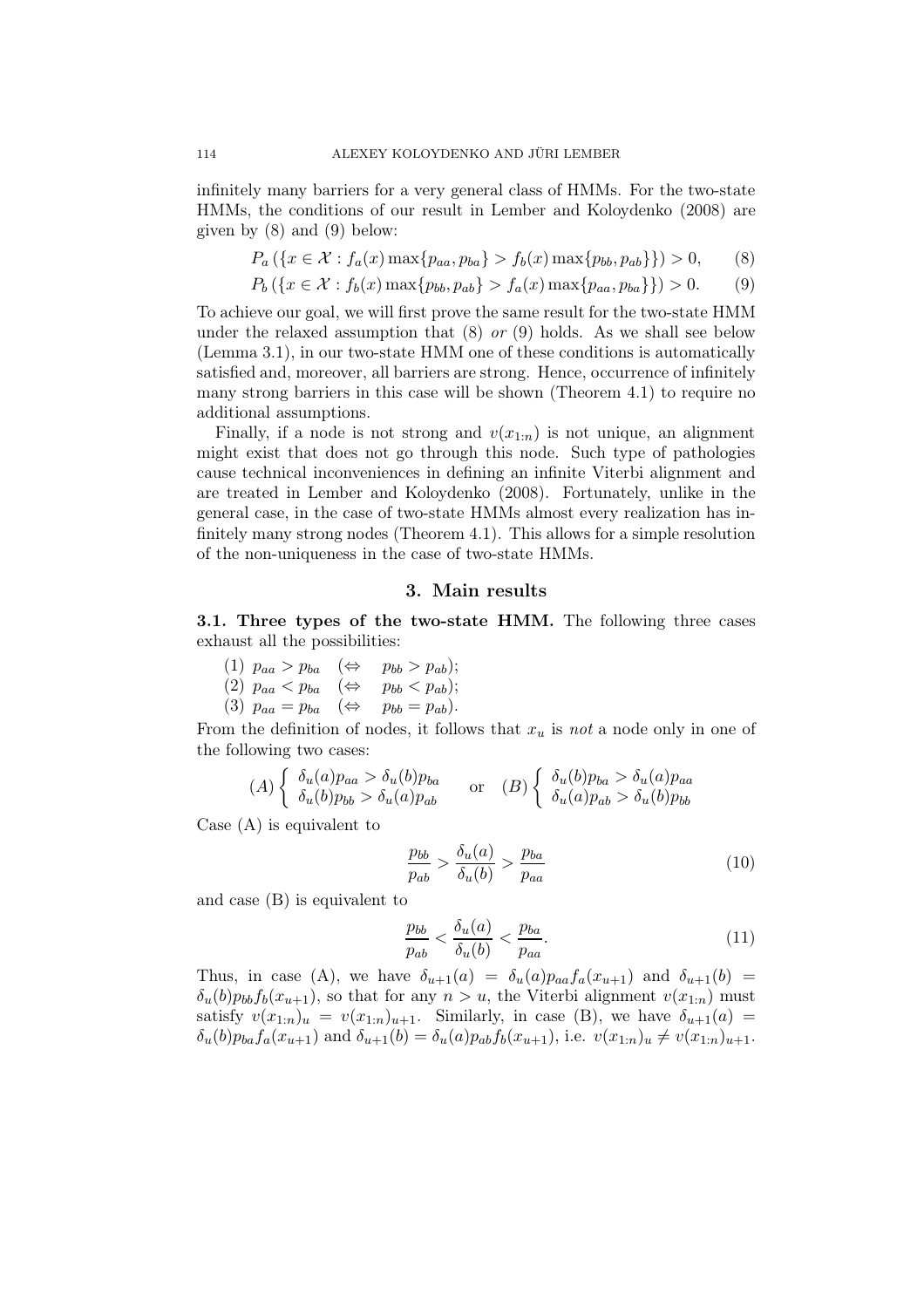infinitely many barriers for a very general class of HMMs. For the two-state HMMs, the conditions of our result in Lember and Koloydenko (2008) are given by (8) and (9) below:

$$P_a\left(\{x \in \mathcal{X} : f_a(x)\max\{p_{aa}, p_{ba}\} > f_b(x)\max\{p_{bb}, p_{ab}\}\}\right) > 0, \qquad (8)$$

$$P_b\left(\{x \in \mathcal{X} : f_b(x)\max\{p_{bb}, p_{ab}\} > f_a(x)\max\{p_{aa}, p_{ba}\}\}\right) > 0. \qquad (9)$$

To achieve our goal, we will first prove the same result for the two-state HMM under the relaxed assumption that (8) *or* (9) holds. As we shall see below (Lemma 3.1), in our two-state HMM one of these conditions is automatically satisfied and, moreover, all barriers are strong. Hence, occurrence of infinitely many strong barriers in this case will be shown (Theorem 4.1) to require no additional assumptions.

Finally, if a node is not strong and $v(x_{1:n})$ is not unique, an alignment might exist that does not go through this node. Such type of pathologies cause technical inconveniences in defining an infinite Viterbi alignment and are treated in Lember and Koloydenko (2008). Fortunately, unlike in the general case, in the case of two-state HMMs almost every realization has infinitely many strong nodes (Theorem 4.1). This allows for a simple resolution of the non-uniqueness in the case of two-state HMMs.

## 3. Main results

**3.1. Three types of the two-state HMM.** The following three cases exhaust all the possibilities:

(1) $p_{aa} > p_{ba}$ $\quad(\Leftrightarrow \quad p_{bb} > p_{ab})$;
(2) $p_{aa} < p_{ba}$ $\quad(\Leftrightarrow \quad p_{bb} < p_{ab})$;
(3) $p_{aa} = p_{ba}$ $\quad(\Leftrightarrow \quad p_{bb} = p_{ab})$.

From the definition of nodes, it follows that $x_u$ is *not* a node only in one of the following two cases:

$$(A)\begin{cases} \delta_u(a)p_{aa} > \delta_u(b)p_{ba} \\ \delta_u(b)p_{bb} > \delta_u(a)p_{ab} \end{cases} \quad \text{or} \quad (B)\begin{cases} \delta_u(b)p_{ba} > \delta_u(a)p_{aa} \\ \delta_u(a)p_{ab} > \delta_u(b)p_{bb} \end{cases}$$

Case (A) is equivalent to

$$\frac{p_{bb}}{p_{ab}} > \frac{\delta_u(a)}{\delta_u(b)} > \frac{p_{ba}}{p_{aa}} \qquad (10)$$

and case (B) is equivalent to

$$\frac{p_{bb}}{p_{ab}} < \frac{\delta_u(a)}{\delta_u(b)} < \frac{p_{ba}}{p_{aa}}. \qquad (11)$$

Thus, in case (A), we have $\delta_{u+1}(a) = \delta_u(a)p_{aa}f_a(x_{u+1})$ and $\delta_{u+1}(b) = \delta_u(b)p_{bb}f_b(x_{u+1})$, so that for any $n > u$, the Viterbi alignment $v(x_{1:n})$ must satisfy $v(x_{1:n})_u = v(x_{1:n})_{u+1}$. Similarly, in case (B), we have $\delta_{u+1}(a) = \delta_u(b)p_{ba}f_a(x_{u+1})$ and $\delta_{u+1}(b) = \delta_u(a)p_{ab}f_b(x_{u+1})$, i.e. $v(x_{1:n})_u \neq v(x_{1:n})_{u+1}$.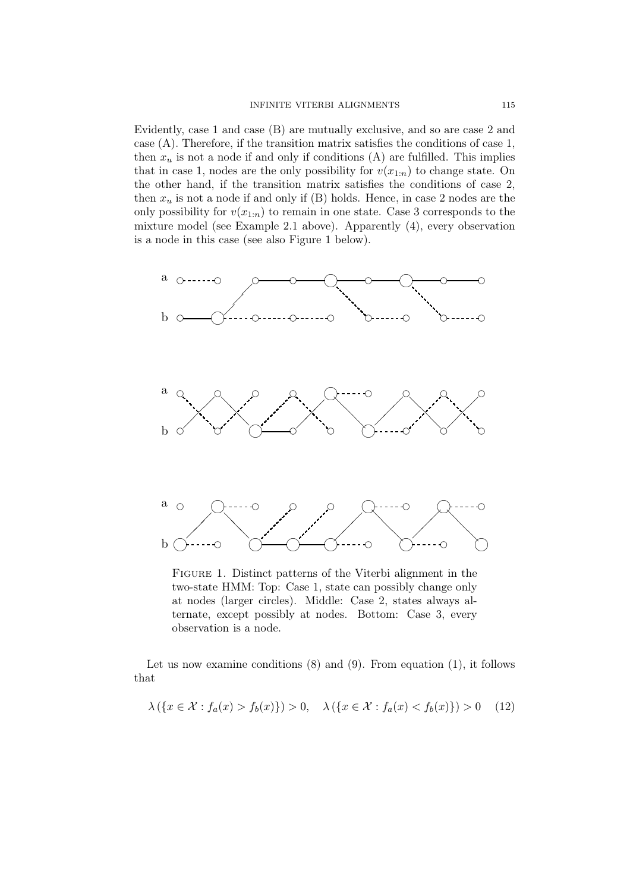Evidently, case 1 and case (B) are mutually exclusive, and so are case 2 and case (A). Therefore, if the transition matrix satisfies the conditions of case 1, then $x_u$ is not a node if and only if conditions (A) are fulfilled. This implies that in case 1, nodes are the only possibility for $v(x_{1:n})$ to change state. On the other hand, if the transition matrix satisfies the conditions of case 2, then $x_u$ is not a node if and only if (B) holds. Hence, in case 2 nodes are the only possibility for $v(x_{1:n})$ to remain in one state. Case 3 corresponds to the mixture model (see Example 2.1 above). Apparently (4), every observation is a node in this case (see also Figure 1 below).

Figure 1. Distinct patterns of the Viterbi alignment in the two-state HMM: Top: Case 1, state can possibly change only at nodes (larger circles). Middle: Case 2, states always alternate, except possibly at nodes. Bottom: Case 3, every observation is a node.

Let us now examine conditions (8) and (9). From equation (1), it follows that

$$\lambda\left(\{x \in \mathcal{X} : f_a(x) > f_b(x)\}\right) > 0, \quad \lambda\left(\{x \in \mathcal{X} : f_a(x) < f_b(x)\}\right) > 0 \quad (12)$$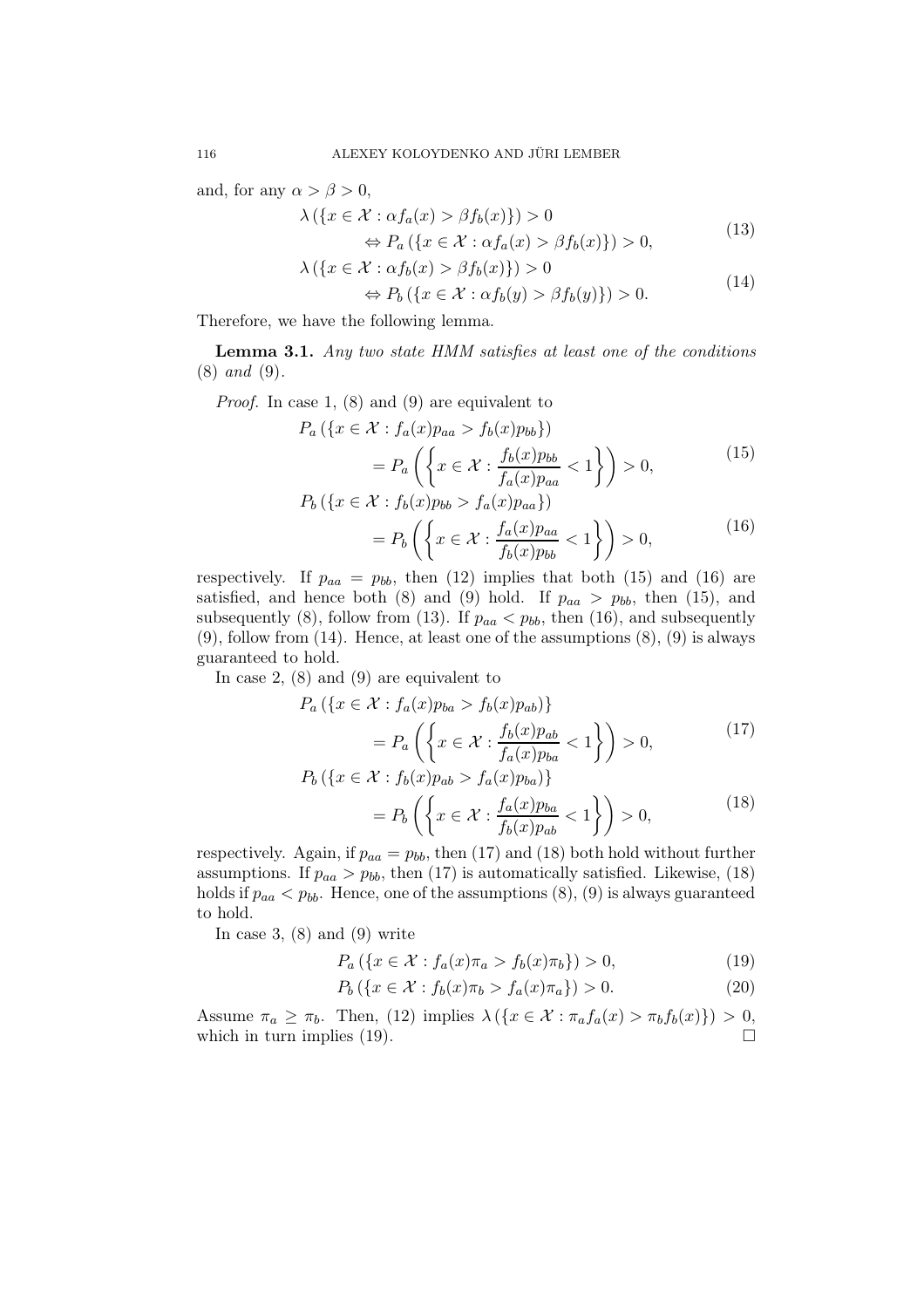and, for any $\alpha > \beta > 0$,

$$
\begin{aligned}
&\lambda\left(\{x \in \mathcal{X} : \alpha f_a(x) > \beta f_b(x)\}\right) > 0 \\
&\qquad \Leftrightarrow P_a\left(\{x \in \mathcal{X} : \alpha f_a(x) > \beta f_b(x)\}\right) > 0,
\end{aligned}
\tag{13}
$$

$$
\begin{aligned}
&\lambda\left(\{x \in \mathcal{X} : \alpha f_b(x) > \beta f_b(x)\}\right) > 0 \\
&\qquad \Leftrightarrow P_b\left(\{x \in \mathcal{X} : \alpha f_b(y) > \beta f_b(y)\}\right) > 0.
\end{aligned}
\tag{14}
$$

Therefore, we have the following lemma.

**Lemma 3.1.** *Any two state HMM satisfies at least one of the conditions* (8) *and* (9).

*Proof.* In case 1, (8) and (9) are equivalent to

$$
\begin{aligned}
P_a&\left(\{x \in \mathcal{X} : f_a(x)p_{aa} > f_b(x)p_{bb}\}\right) \\
&= P_a\left(\left\{x \in \mathcal{X} : \frac{f_b(x)p_{bb}}{f_a(x)p_{aa}} < 1\right\}\right) > 0,
\end{aligned}
\tag{15}
$$

$$
\begin{aligned}
P_b&\left(\{x \in \mathcal{X} : f_b(x)p_{bb} > f_a(x)p_{aa}\}\right) \\
&= P_b\left(\left\{x \in \mathcal{X} : \frac{f_a(x)p_{aa}}{f_b(x)p_{bb}} < 1\right\}\right) > 0,
\end{aligned}
\tag{16}
$$

respectively. If $p_{aa} = p_{bb}$, then (12) implies that both (15) and (16) are satisfied, and hence both (8) and (9) hold. If $p_{aa} > p_{bb}$, then (15), and subsequently (8), follow from (13). If $p_{aa} < p_{bb}$, then (16), and subsequently (9), follow from (14). Hence, at least one of the assumptions (8), (9) is always guaranteed to hold.

In case 2, (8) and (9) are equivalent to

$$
\begin{aligned}
P_a&\left(\{x \in \mathcal{X} : f_a(x)p_{ba} > f_b(x)p_{ab})\right\} \\
&= P_a\left(\left\{x \in \mathcal{X} : \frac{f_b(x)p_{ab}}{f_a(x)p_{ba}} < 1\right\}\right) > 0,
\end{aligned}
\tag{17}
$$

$$
\begin{aligned}
P_b&\left(\{x \in \mathcal{X} : f_b(x)p_{ab} > f_a(x)p_{ba})\right\} \\
&= P_b\left(\left\{x \in \mathcal{X} : \frac{f_a(x)p_{ba}}{f_b(x)p_{ab}} < 1\right\}\right) > 0,
\end{aligned}
\tag{18}
$$

respectively. Again, if $p_{aa} = p_{bb}$, then (17) and (18) both hold without further assumptions. If $p_{aa} > p_{bb}$, then (17) is automatically satisfied. Likewise, (18) holds if $p_{aa} < p_{bb}$. Hence, one of the assumptions (8), (9) is always guaranteed to hold.

In case 3, (8) and (9) write

$$
P_a\left(\{x \in \mathcal{X} : f_a(x)\pi_a > f_b(x)\pi_b\}\right) > 0, \tag{19}
$$

$$
P_b\left(\{x \in \mathcal{X} : f_b(x)\pi_b > f_a(x)\pi_a\}\right) > 0. \tag{20}
$$

Assume $\pi_a \geq \pi_b$. Then, (12) implies $\lambda\left(\{x \in \mathcal{X} : \pi_a f_a(x) > \pi_b f_b(x)\}\right) > 0$, which in turn implies (19). □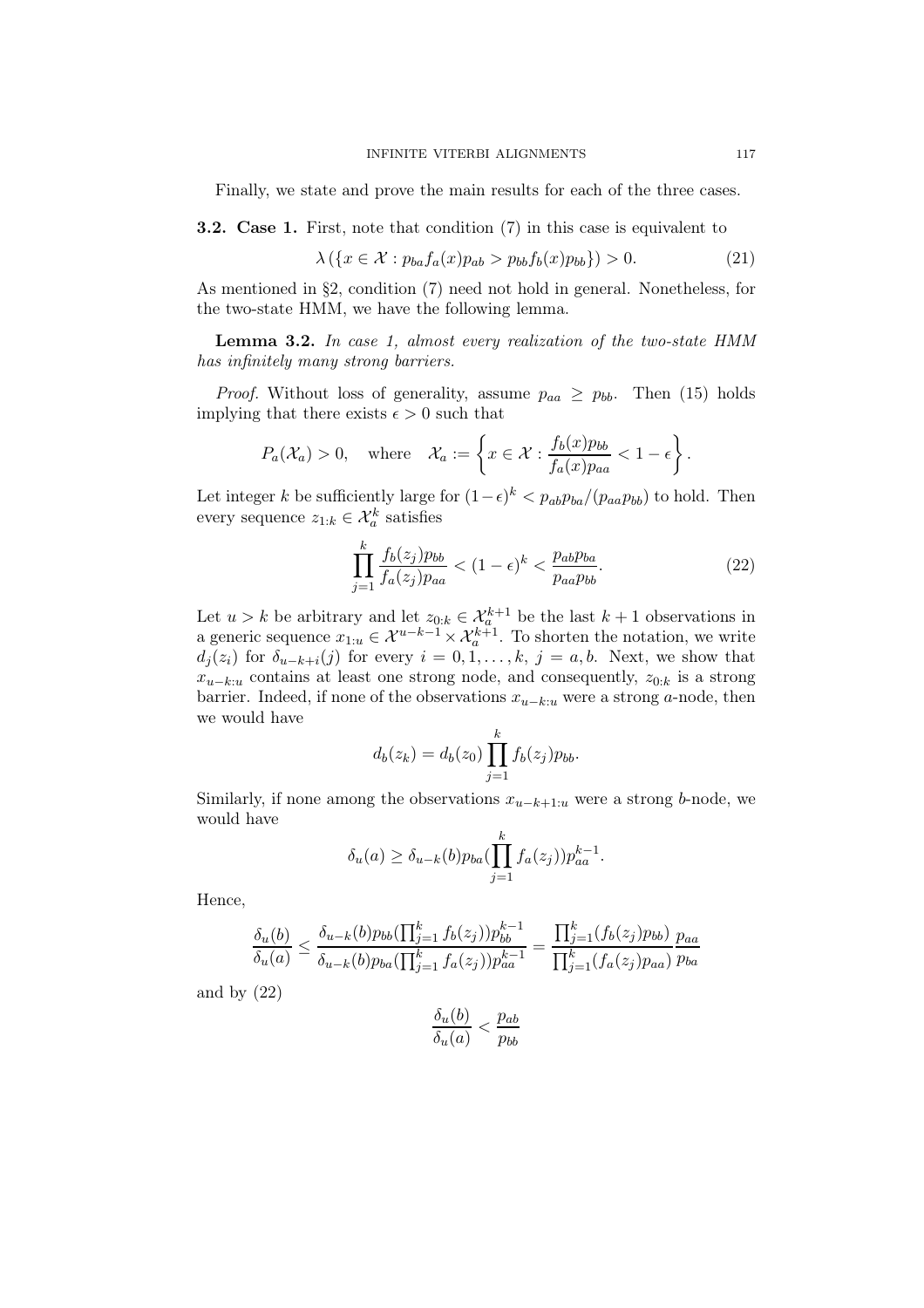Finally, we state and prove the main results for each of the three cases.

**3.2. Case 1.** First, note that condition (7) in this case is equivalent to

$$\lambda\left(\{x \in \mathcal{X} : p_{ba} f_a(x) p_{ab} > p_{bb} f_b(x) p_{bb}\}\right) > 0. \tag{21}$$

As mentioned in §2, condition (7) need not hold in general. Nonetheless, for the two-state HMM, we have the following lemma.

**Lemma 3.2.** *In case 1, almost every realization of the two-state HMM has infinitely many strong barriers.*

*Proof.* Without loss of generality, assume $p_{aa} \geq p_{bb}$. Then (15) holds implying that there exists $\epsilon > 0$ such that

$$P_a(\mathcal{X}_a) > 0, \quad \text{where} \quad \mathcal{X}_a := \left\{ x \in \mathcal{X} : \frac{f_b(x) p_{bb}}{f_a(x) p_{aa}} < 1 - \epsilon \right\}.$$

Let integer $k$ be sufficiently large for $(1-\epsilon)^k < p_{ab} p_{ba} / (p_{aa} p_{bb})$ to hold. Then every sequence $z_{1:k} \in \mathcal{X}_a^k$ satisfies

$$\prod_{j=1}^{k} \frac{f_b(z_j) p_{bb}}{f_a(z_j) p_{aa}} < (1-\epsilon)^k < \frac{p_{ab} p_{ba}}{p_{aa} p_{bb}}. \tag{22}$$

Let $u > k$ be arbitrary and let $z_{0:k} \in \mathcal{X}_a^{k+1}$ be the last $k+1$ observations in a generic sequence $x_{1:u} \in \mathcal{X}^{u-k-1} \times \mathcal{X}_a^{k+1}$. To shorten the notation, we write $d_j(z_i)$ for $\delta_{u-k+i}(j)$ for every $i = 0, 1, \ldots, k$, $j = a, b$. Next, we show that $x_{u-k:u}$ contains at least one strong node, and consequently, $z_{0:k}$ is a strong barrier. Indeed, if none of the observations $x_{u-k:u}$ were a strong $a$-node, then we would have

$$d_b(z_k) = d_b(z_0) \prod_{j=1}^{k} f_b(z_j) p_{bb}.$$

Similarly, if none among the observations $x_{u-k+1:u}$ were a strong $b$-node, we would have

$$\delta_u(a) \geq \delta_{u-k}(b) p_{ba} \left(\prod_{j=1}^{k} f_a(z_j)\right) p_{aa}^{k-1}.$$

Hence,

$$\frac{\delta_u(b)}{\delta_u(a)} \leq \frac{\delta_{u-k}(b) p_{bb} (\prod_{j=1}^{k} f_b(z_j)) p_{bb}^{k-1}}{\delta_{u-k}(b) p_{ba} (\prod_{j=1}^{k} f_a(z_j)) p_{aa}^{k-1}} = \frac{\prod_{j=1}^{k} (f_b(z_j) p_{bb})}{\prod_{j=1}^{k} (f_a(z_j) p_{aa})} \frac{p_{aa}}{p_{ba}}$$

and by (22)

$$\frac{\delta_u(b)}{\delta_u(a)} < \frac{p_{ab}}{p_{bb}}$$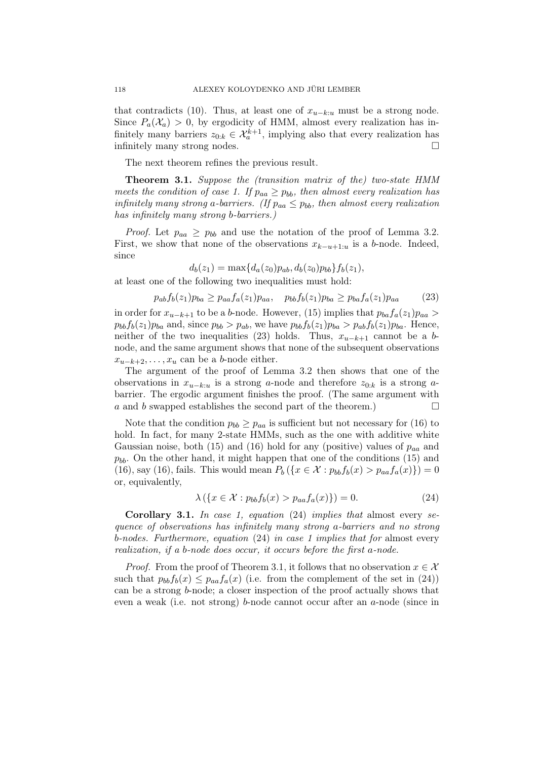that contradicts (10). Thus, at least one of $x_{u-k:u}$ must be a strong node. Since $P_a(\mathcal{X}_a) > 0$, by ergodicity of HMM, almost every realization has infinitely many barriers $z_{0:k} \in \mathcal{X}_a^{k+1}$, implying also that every realization has infinitely many strong nodes. □

The next theorem refines the previous result.

**Theorem 3.1.** *Suppose the (transition matrix of the) two-state HMM meets the condition of case 1. If $p_{aa} \geq p_{bb}$, then almost every realization has infinitely many strong a-barriers. (If $p_{aa} \leq p_{bb}$, then almost every realization has infinitely many strong b-barriers.)*

*Proof.* Let $p_{aa} \geq p_{bb}$ and use the notation of the proof of Lemma 3.2. First, we show that none of the observations $x_{k-u+1:u}$ is a $b$-node. Indeed, since

$$d_b(z_1) = \max\{d_a(z_0)p_{ab}, d_b(z_0)p_{bb}\}f_b(z_1),$$

at least one of the following two inequalities must hold:

$$p_{ab}f_b(z_1)p_{ba} \geq p_{aa}f_a(z_1)p_{aa}, \quad p_{bb}f_b(z_1)p_{ba} \geq p_{ba}f_a(z_1)p_{aa} \tag{23}$$

in order for $x_{u-k+1}$ to be a $b$-node. However, (15) implies that $p_{ba}f_a(z_1)p_{aa} > p_{bb}f_b(z_1)p_{ba}$ and, since $p_{bb} > p_{ab}$, we have $p_{bb}f_b(z_1)p_{ba} > p_{ab}f_b(z_1)p_{ba}$. Hence, neither of the two inequalities (23) holds. Thus, $x_{u-k+1}$ cannot be a $b$-node, and the same argument shows that none of the subsequent observations $x_{u-k+2}, \ldots, x_u$ can be a $b$-node either.

The argument of the proof of Lemma 3.2 then shows that one of the observations in $x_{u-k:u}$ is a strong $a$-node and therefore $z_{0:k}$ is a strong $a$-barrier. The ergodic argument finishes the proof. (The same argument with $a$ and $b$ swapped establishes the second part of the theorem.) □

Note that the condition $p_{bb} \geq p_{aa}$ is sufficient but not necessary for (16) to hold. In fact, for many 2-state HMMs, such as the one with additive white Gaussian noise, both (15) and (16) hold for any (positive) values of $p_{aa}$ and $p_{bb}$. On the other hand, it might happen that one of the conditions (15) and (16), say (16), fails. This would mean $P_b(\{x \in \mathcal{X} : p_{bb}f_b(x) > p_{aa}f_a(x)\}) = 0$ or, equivalently,

$$\lambda(\{x \in \mathcal{X} : p_{bb}f_b(x) > p_{aa}f_a(x)\}) = 0. \tag{24}$$

**Corollary 3.1.** *In case 1, equation* (24) *implies that* almost every *sequence of observations has infinitely many strong a-barriers and no strong b-nodes. Furthermore, equation* (24) *in case 1 implies that for* almost every *realization, if a b-node does occur, it occurs before the first a-node.*

*Proof.* From the proof of Theorem 3.1, it follows that no observation $x \in \mathcal{X}$ such that $p_{bb}f_b(x) \leq p_{aa}f_a(x)$ (i.e. from the complement of the set in (24)) can be a strong $b$-node; a closer inspection of the proof actually shows that even a weak (i.e. not strong) $b$-node cannot occur after an $a$-node (since in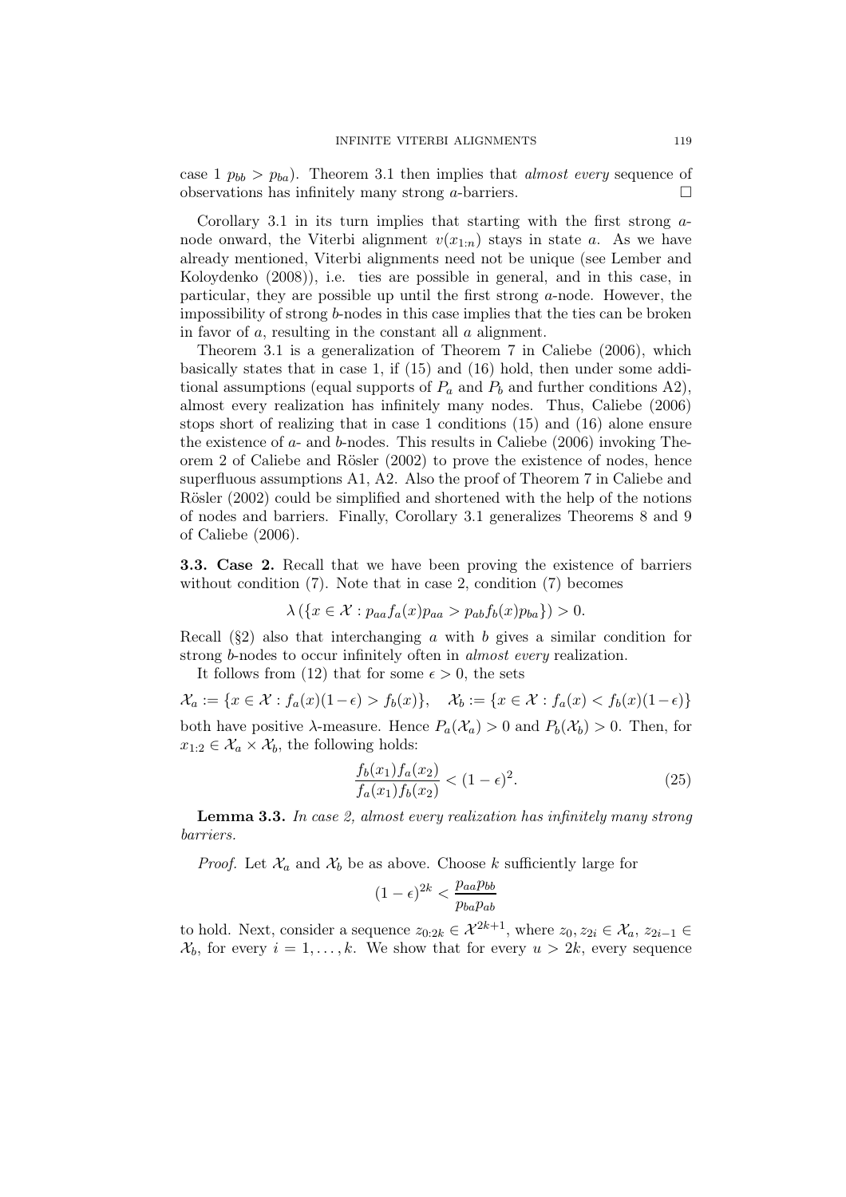case 1 $p_{bb} > p_{ba}$). Theorem 3.1 then implies that *almost every* sequence of observations has infinitely many strong $a$-barriers. □

Corollary 3.1 in its turn implies that starting with the first strong $a$-node onward, the Viterbi alignment $v(x_{1:n})$ stays in state $a$. As we have already mentioned, Viterbi alignments need not be unique (see Lember and Koloydenko (2008)), i.e. ties are possible in general, and in this case, in particular, they are possible up until the first strong $a$-node. However, the impossibility of strong $b$-nodes in this case implies that the ties can be broken in favor of $a$, resulting in the constant all $a$ alignment.

Theorem 3.1 is a generalization of Theorem 7 in Caliebe (2006), which basically states that in case 1, if (15) and (16) hold, then under some additional assumptions (equal supports of $P_a$ and $P_b$ and further conditions A2), almost every realization has infinitely many nodes. Thus, Caliebe (2006) stops short of realizing that in case 1 conditions (15) and (16) alone ensure the existence of $a$- and $b$-nodes. This results in Caliebe (2006) invoking Theorem 2 of Caliebe and Rösler (2002) to prove the existence of nodes, hence superfluous assumptions A1, A2. Also the proof of Theorem 7 in Caliebe and Rösler (2002) could be simplified and shortened with the help of the notions of nodes and barriers. Finally, Corollary 3.1 generalizes Theorems 8 and 9 of Caliebe (2006).

**3.3. Case 2.** Recall that we have been proving the existence of barriers without condition (7). Note that in case 2, condition (7) becomes

$$\lambda\left(\{x \in \mathcal{X} : p_{aa} f_a(x) p_{aa} > p_{ab} f_b(x) p_{ba}\}\right) > 0.$$

Recall (§2) also that interchanging $a$ with $b$ gives a similar condition for strong $b$-nodes to occur infinitely often in *almost every* realization.

It follows from (12) that for some $\epsilon > 0$, the sets

$$\mathcal{X}_a := \{x \in \mathcal{X} : f_a(x)(1-\epsilon) > f_b(x)\}, \quad \mathcal{X}_b := \{x \in \mathcal{X} : f_a(x) < f_b(x)(1-\epsilon)\}$$

both have positive $\lambda$-measure. Hence $P_a(\mathcal{X}_a) > 0$ and $P_b(\mathcal{X}_b) > 0$. Then, for $x_{1:2} \in \mathcal{X}_a \times \mathcal{X}_b$, the following holds:

$$\frac{f_b(x_1) f_a(x_2)}{f_a(x_1) f_b(x_2)} < (1-\epsilon)^2. \tag{25}$$

**Lemma 3.3.** *In case 2, almost every realization has infinitely many strong barriers.*

*Proof.* Let $\mathcal{X}_a$ and $\mathcal{X}_b$ be as above. Choose $k$ sufficiently large for

$$(1-\epsilon)^{2k} < \frac{p_{aa} p_{bb}}{p_{ba} p_{ab}}$$

to hold. Next, consider a sequence $z_{0:2k} \in \mathcal{X}^{2k+1}$, where $z_0, z_{2i} \in \mathcal{X}_a$, $z_{2i-1} \in \mathcal{X}_b$, for every $i = 1, \ldots, k$. We show that for every $u > 2k$, every sequence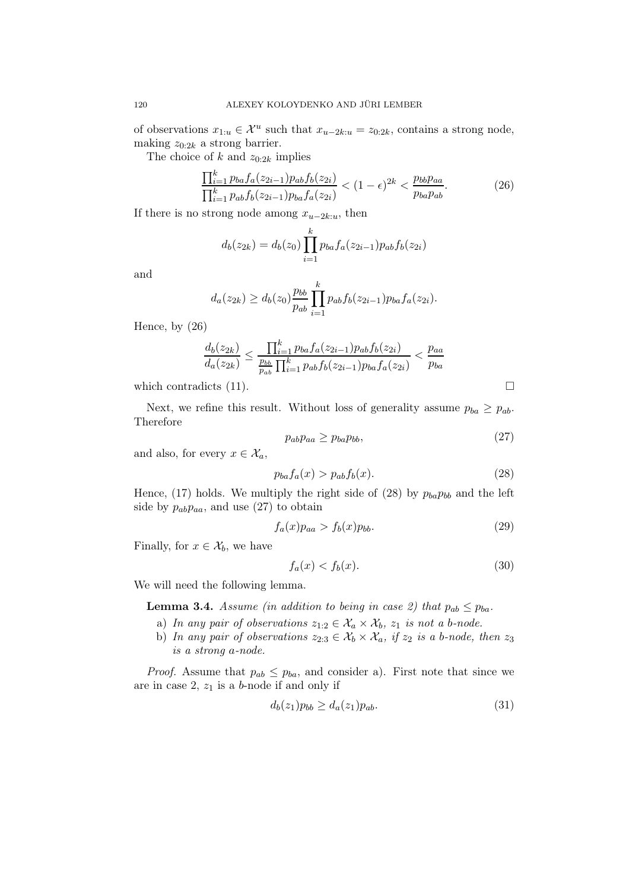of observations $x_{1:u} \in \mathcal{X}^u$ such that $x_{u-2k:u} = z_{0:2k}$, contains a strong node, making $z_{0:2k}$ a strong barrier.

The choice of $k$ and $z_{0:2k}$ implies

$$\frac{\prod_{i=1}^{k} p_{ba} f_a(z_{2i-1}) p_{ab} f_b(z_{2i})}{\prod_{i=1}^{k} p_{ab} f_b(z_{2i-1}) p_{ba} f_a(z_{2i})} < (1-\epsilon)^{2k} < \frac{p_{bb} p_{aa}}{p_{ba} p_{ab}}. \tag{26}$$

If there is no strong node among $x_{u-2k:u}$, then

$$d_b(z_{2k}) = d_b(z_0) \prod_{i=1}^{k} p_{ba} f_a(z_{2i-1}) p_{ab} f_b(z_{2i})$$

and

$$d_a(z_{2k}) \geq d_b(z_0) \frac{p_{bb}}{p_{ab}} \prod_{i=1}^{k} p_{ab} f_b(z_{2i-1}) p_{ba} f_a(z_{2i}).$$

Hence, by (26)

$$\frac{d_b(z_{2k})}{d_a(z_{2k})} \leq \frac{\prod_{i=1}^{k} p_{ba} f_a(z_{2i-1}) p_{ab} f_b(z_{2i})}{\frac{p_{bb}}{p_{ab}} \prod_{i=1}^{k} p_{ab} f_b(z_{2i-1}) p_{ba} f_a(z_{2i})} < \frac{p_{aa}}{p_{ba}}$$

which contradicts (11). □

Next, we refine this result. Without loss of generality assume $p_{ba} \geq p_{ab}$. Therefore

$$p_{ab} p_{aa} \geq p_{ba} p_{bb}, \tag{27}$$

and also, for every $x \in \mathcal{X}_a$,

$$p_{ba} f_a(x) > p_{ab} f_b(x). \tag{28}$$

Hence, (17) holds. We multiply the right side of (28) by $p_{ba} p_{bb}$ and the left side by $p_{ab} p_{aa}$, and use (27) to obtain

$$f_a(x) p_{aa} > f_b(x) p_{bb}. \tag{29}$$

Finally, for $x \in \mathcal{X}_b$, we have

$$f_a(x) < f_b(x). \tag{30}$$

We will need the following lemma.

**Lemma 3.4.** *Assume (in addition to being in case 2) that $p_{ab} \leq p_{ba}$.*

a) *In any pair of observations $z_{1:2} \in \mathcal{X}_a \times \mathcal{X}_b$, $z_1$ is not a b-node.*
b) *In any pair of observations $z_{2:3} \in \mathcal{X}_b \times \mathcal{X}_a$, if $z_2$ is a b-node, then $z_3$ is a strong a-node.*

*Proof.* Assume that $p_{ab} \leq p_{ba}$, and consider a). First note that since we are in case 2, $z_1$ is a $b$-node if and only if

$$d_b(z_1) p_{bb} \geq d_a(z_1) p_{ab}. \tag{31}$$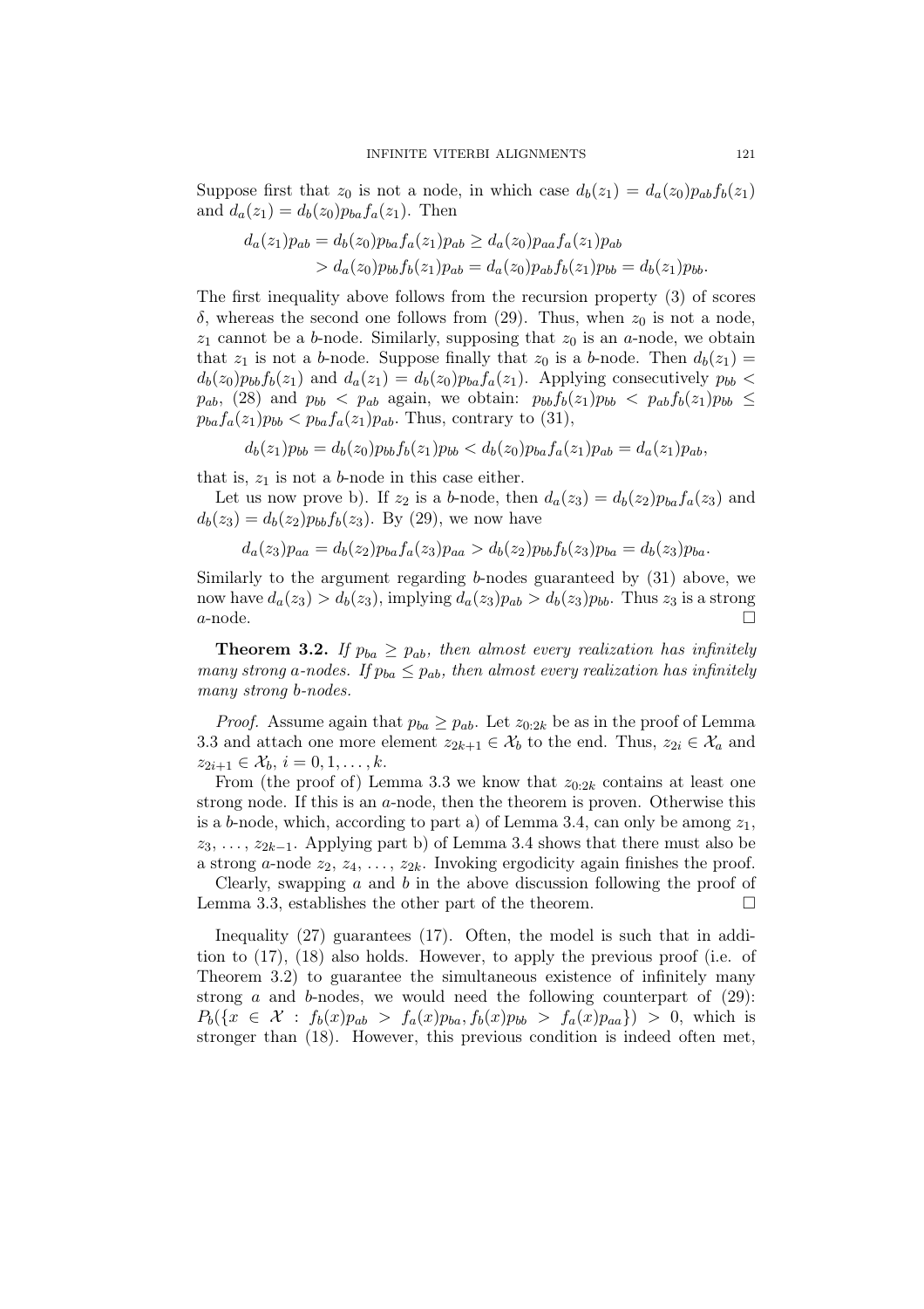Suppose first that $z_0$ is not a node, in which case $d_b(z_1) = d_a(z_0)p_{ab}f_b(z_1)$ and $d_a(z_1) = d_b(z_0)p_{ba}f_a(z_1)$. Then

$$
\begin{aligned}
d_a(z_1)p_{ab} &= d_b(z_0)p_{ba}f_a(z_1)p_{ab} \geq d_a(z_0)p_{aa}f_a(z_1)p_{ab} \\
&> d_a(z_0)p_{bb}f_b(z_1)p_{ab} = d_a(z_0)p_{ab}f_b(z_1)p_{bb} = d_b(z_1)p_{bb}.
\end{aligned}
$$

The first inequality above follows from the recursion property (3) of scores $\delta$, whereas the second one follows from (29). Thus, when $z_0$ is not a node, $z_1$ cannot be a $b$-node. Similarly, supposing that $z_0$ is an $a$-node, we obtain that $z_1$ is not a $b$-node. Suppose finally that $z_0$ is a $b$-node. Then $d_b(z_1) = d_b(z_0)p_{bb}f_b(z_1)$ and $d_a(z_1) = d_b(z_0)p_{ba}f_a(z_1)$. Applying consecutively $p_{bb} < p_{ab}$, (28) and $p_{bb} < p_{ab}$ again, we obtain: $p_{bb}f_b(z_1)p_{bb} < p_{ab}f_b(z_1)p_{bb} \leq p_{ba}f_a(z_1)p_{bb} < p_{ba}f_a(z_1)p_{ab}$. Thus, contrary to (31),

$$
d_b(z_1)p_{bb} = d_b(z_0)p_{bb}f_b(z_1)p_{bb} < d_b(z_0)p_{ba}f_a(z_1)p_{ab} = d_a(z_1)p_{ab},
$$

that is, $z_1$ is not a $b$-node in this case either.

Let us now prove b). If $z_2$ is a $b$-node, then $d_a(z_3) = d_b(z_2)p_{ba}f_a(z_3)$ and $d_b(z_3) = d_b(z_2)p_{bb}f_b(z_3)$. By (29), we now have

$$
d_a(z_3)p_{aa} = d_b(z_2)p_{ba}f_a(z_3)p_{aa} > d_b(z_2)p_{bb}f_b(z_3)p_{ba} = d_b(z_3)p_{ba}.
$$

Similarly to the argument regarding $b$-nodes guaranteed by (31) above, we now have $d_a(z_3) > d_b(z_3)$, implying $d_a(z_3)p_{ab} > d_b(z_3)p_{bb}$. Thus $z_3$ is a strong $a$-node. □

**Theorem 3.2.** *If $p_{ba} \geq p_{ab}$, then almost every realization has infinitely many strong $a$-nodes. If $p_{ba} \leq p_{ab}$, then almost every realization has infinitely many strong $b$-nodes.*

*Proof.* Assume again that $p_{ba} \geq p_{ab}$. Let $z_{0:2k}$ be as in the proof of Lemma 3.3 and attach one more element $z_{2k+1} \in \mathcal{X}_b$ to the end. Thus, $z_{2i} \in \mathcal{X}_a$ and $z_{2i+1} \in \mathcal{X}_b$, $i = 0, 1, \ldots, k$.

From (the proof of) Lemma 3.3 we know that $z_{0:2k}$ contains at least one strong node. If this is an $a$-node, then the theorem is proven. Otherwise this is a $b$-node, which, according to part a) of Lemma 3.4, can only be among $z_1$, $z_3$, …, $z_{2k-1}$. Applying part b) of Lemma 3.4 shows that there must also be a strong $a$-node $z_2$, $z_4$, …, $z_{2k}$. Invoking ergodicity again finishes the proof.

Clearly, swapping $a$ and $b$ in the above discussion following the proof of Lemma 3.3, establishes the other part of the theorem. □

Inequality (27) guarantees (17). Often, the model is such that in addition to (17), (18) also holds. However, to apply the previous proof (i.e. of Theorem 3.2) to guarantee the simultaneous existence of infinitely many strong $a$ and $b$-nodes, we would need the following counterpart of (29): $P_b(\{x \in \mathcal{X} : f_b(x)p_{ab} > f_a(x)p_{ba}, f_b(x)p_{bb} > f_a(x)p_{aa}\}) > 0$, which is stronger than (18). However, this previous condition is indeed often met,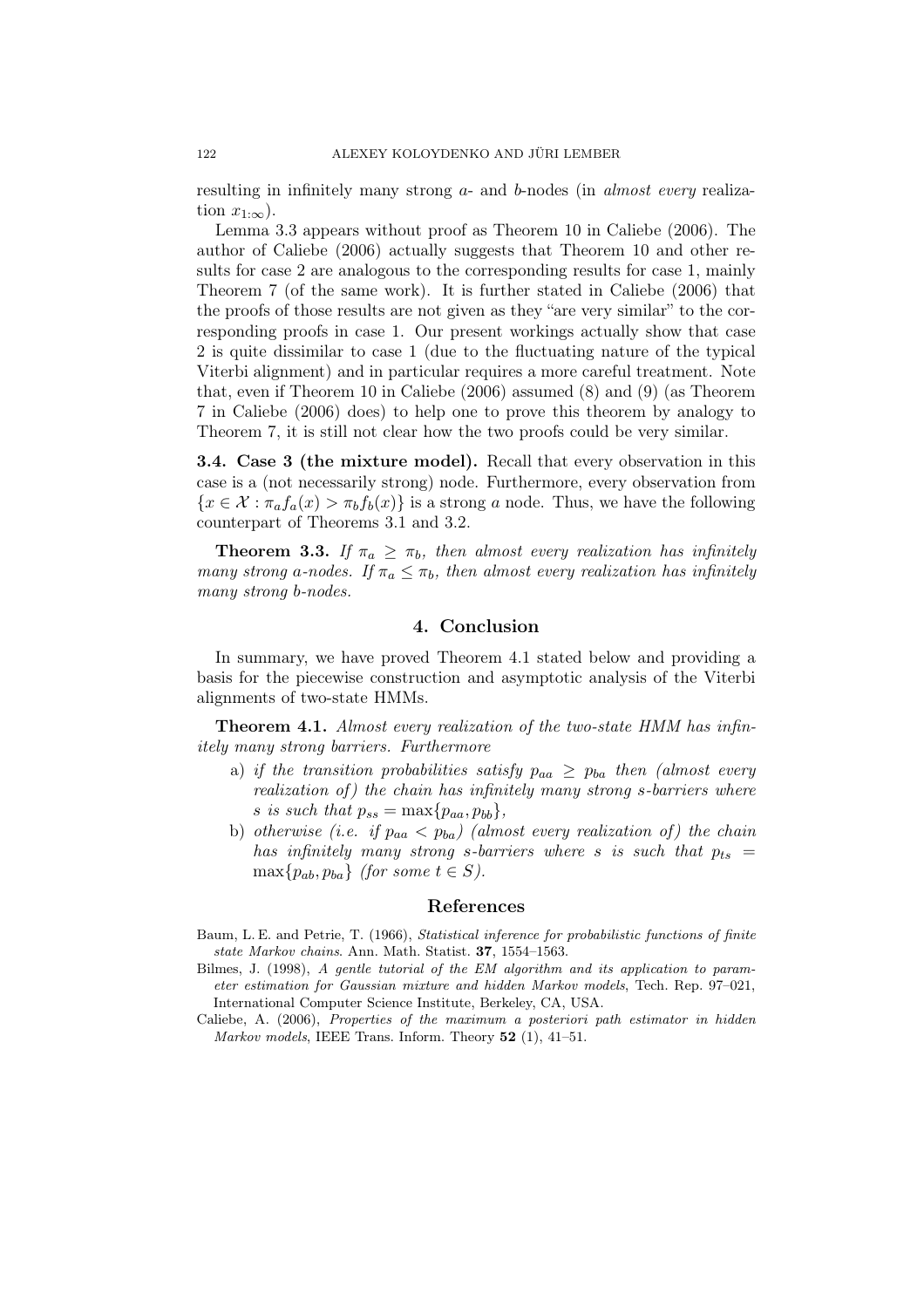resulting in infinitely many strong $a$- and $b$-nodes (in *almost every* realization $x_{1:\infty}$).

Lemma 3.3 appears without proof as Theorem 10 in Caliebe (2006). The author of Caliebe (2006) actually suggests that Theorem 10 and other results for case 2 are analogous to the corresponding results for case 1, mainly Theorem 7 (of the same work). It is further stated in Caliebe (2006) that the proofs of those results are not given as they "are very similar" to the corresponding proofs in case 1. Our present workings actually show that case 2 is quite dissimilar to case 1 (due to the fluctuating nature of the typical Viterbi alignment) and in particular requires a more careful treatment. Note that, even if Theorem 10 in Caliebe (2006) assumed (8) and (9) (as Theorem 7 in Caliebe (2006) does) to help one to prove this theorem by analogy to Theorem 7, it is still not clear how the two proofs could be very similar.

**3.4. Case 3 (the mixture model).** Recall that every observation in this case is a (not necessarily strong) node. Furthermore, every observation from $\{x \in \mathcal{X} : \pi_a f_a(x) > \pi_b f_b(x)\}$ is a strong $a$ node. Thus, we have the following counterpart of Theorems 3.1 and 3.2.

**Theorem 3.3.** *If $\pi_a \geq \pi_b$, then almost every realization has infinitely many strong $a$-nodes. If $\pi_a \leq \pi_b$, then almost every realization has infinitely many strong $b$-nodes.*

## 4. Conclusion

In summary, we have proved Theorem 4.1 stated below and providing a basis for the piecewise construction and asymptotic analysis of the Viterbi alignments of two-state HMMs.

**Theorem 4.1.** *Almost every realization of the two-state HMM has infinitely many strong barriers. Furthermore*

a) *if the transition probabilities satisfy $p_{aa} \geq p_{ba}$ then (almost every realization of) the chain has infinitely many strong $s$-barriers where $s$ is such that $p_{ss} = \max\{p_{aa}, p_{bb}\}$,*

b) *otherwise (i.e. if $p_{aa} < p_{ba}$) (almost every realization of) the chain has infinitely many strong $s$-barriers where $s$ is such that $p_{ts} = \max\{p_{ab}, p_{ba}\}$ (for some $t \in S$).*

## References

Baum, L. E. and Petrie, T. (1966), *Statistical inference for probabilistic functions of finite state Markov chains*. Ann. Math. Statist. **37**, 1554–1563.

Bilmes, J. (1998), *A gentle tutorial of the EM algorithm and its application to parameter estimation for Gaussian mixture and hidden Markov models*, Tech. Rep. 97–021, International Computer Science Institute, Berkeley, CA, USA.

Caliebe, A. (2006), *Properties of the maximum a posteriori path estimator in hidden Markov models*, IEEE Trans. Inform. Theory **52** (1), 41–51.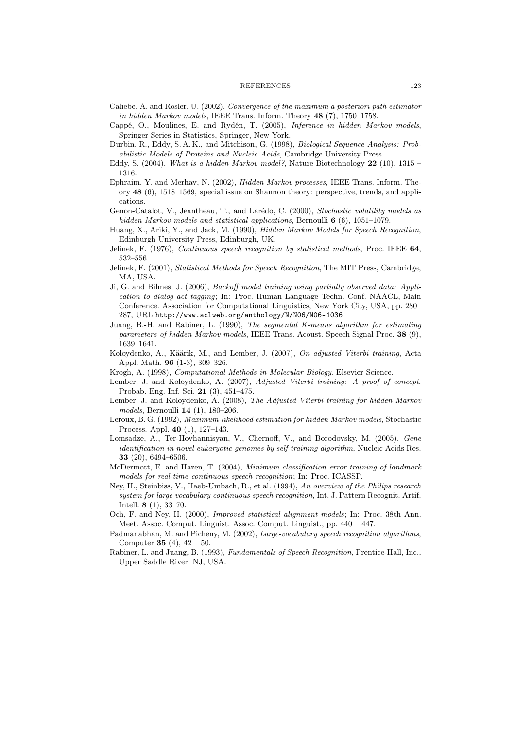Caliebe, A. and Rösler, U. (2002), *Convergence of the maximum a posteriori path estimator in hidden Markov models*, IEEE Trans. Inform. Theory **48** (7), 1750–1758.

Cappé, O., Moulines, E. and Rydén, T. (2005), *Inference in hidden Markov models*, Springer Series in Statistics, Springer, New York.

Durbin, R., Eddy, S. A. K., and Mitchison, G. (1998), *Biological Sequence Analysis: Probabilistic Models of Proteins and Nucleic Acids*, Cambridge University Press.

Eddy, S. (2004), *What is a hidden Markov model?*, Nature Biotechnology **22** (10), 1315 – 1316.

Ephraim, Y. and Merhav, N. (2002), *Hidden Markov processes*, IEEE Trans. Inform. Theory **48** (6), 1518–1569, special issue on Shannon theory: perspective, trends, and applications.

Genon-Catalot, V., Jeantheau, T., and Larédo, C. (2000), *Stochastic volatility models as hidden Markov models and statistical applications*, Bernoulli **6** (6), 1051–1079.

Huang, X., Ariki, Y., and Jack, M. (1990), *Hidden Markov Models for Speech Recognition*, Edinburgh University Press, Edinburgh, UK.

Jelinek, F. (1976), *Continuous speech recognition by statistical methods*, Proc. IEEE **64**, 532–556.

Jelinek, F. (2001), *Statistical Methods for Speech Recognition*, The MIT Press, Cambridge, MA, USA.

Ji, G. and Bilmes, J. (2006), *Backoff model training using partially observed data: Application to dialog act tagging*; In: Proc. Human Language Techn. Conf. NAACL, Main Conference. Association for Computational Linguistics, New York City, USA, pp. 280–287, URL http://www.aclweb.org/anthology/N/N06/N06-1036

Juang, B.-H. and Rabiner, L. (1990), *The segmental K-means algorithm for estimating parameters of hidden Markov models*, IEEE Trans. Acoust. Speech Signal Proc. **38** (9), 1639–1641.

Koloydenko, A., Käärik, M., and Lember, J. (2007), *On adjusted Viterbi training*, Acta Appl. Math. **96** (1-3), 309–326.

Krogh, A. (1998), *Computational Methods in Molecular Biology*. Elsevier Science.

Lember, J. and Koloydenko, A. (2007), *Adjusted Viterbi training: A proof of concept*, Probab. Eng. Inf. Sci. **21** (3), 451–475.

Lember, J. and Koloydenko, A. (2008), *The Adjusted Viterbi training for hidden Markov models*, Bernoulli **14** (1), 180–206.

Leroux, B. G. (1992), *Maximum-likelihood estimation for hidden Markov models*, Stochastic Process. Appl. **40** (1), 127–143.

Lomsadze, A., Ter-Hovhannisyan, V., Chernoff, V., and Borodovsky, M. (2005), *Gene identification in novel eukaryotic genomes by self-training algorithm*, Nucleic Acids Res. **33** (20), 6494–6506.

McDermott, E. and Hazen, T. (2004), *Minimum classification error training of landmark models for real-time continuous speech recognition*; In: Proc. ICASSP.

Ney, H., Steinbiss, V., Haeb-Umbach, R., et al. (1994), *An overview of the Philips research system for large vocabulary continuous speech recognition*, Int. J. Pattern Recognit. Artif. Intell. **8** (1), 33–70.

Och, F. and Ney, H. (2000), *Improved statistical alignment models*; In: Proc. 38th Ann. Meet. Assoc. Comput. Linguist. Assoc. Comput. Linguist., pp. 440 – 447.

Padmanabhan, M. and Picheny, M. (2002), *Large-vocabulary speech recognition algorithms*, Computer **35** (4), 42 – 50.

Rabiner, L. and Juang, B. (1993), *Fundamentals of Speech Recognition*, Prentice-Hall, Inc., Upper Saddle River, NJ, USA.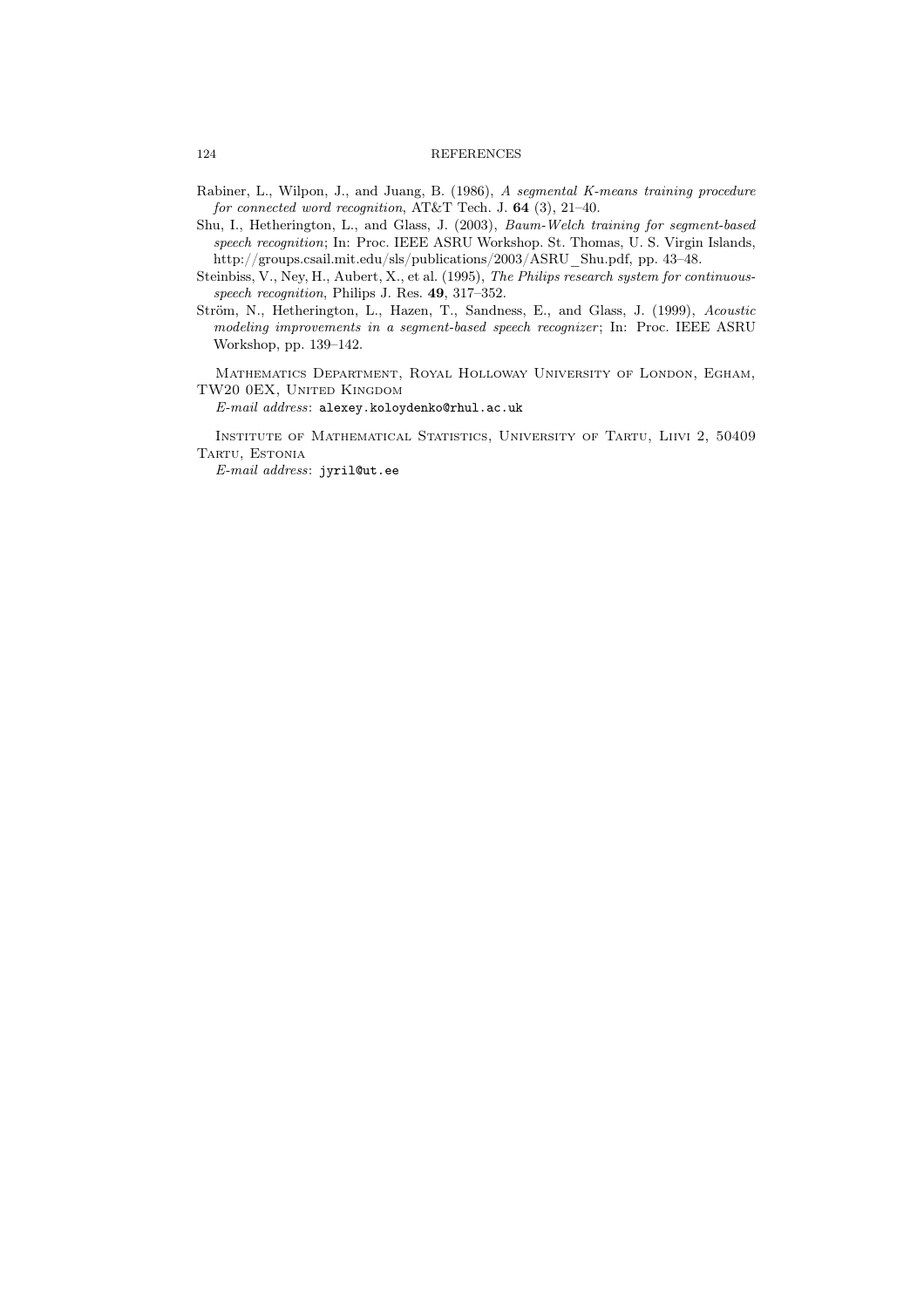Rabiner, L., Wilpon, J., and Juang, B. (1986), *A segmental K-means training procedure for connected word recognition*, AT&T Tech. J. **64** (3), 21–40.

Shu, I., Hetherington, L., and Glass, J. (2003), *Baum-Welch training for segment-based speech recognition*; In: Proc. IEEE ASRU Workshop. St. Thomas, U. S. Virgin Islands, http://groups.csail.mit.edu/sls/publications/2003/ASRU_Shu.pdf, pp. 43–48.

Steinbiss, V., Ney, H., Aubert, X., et al. (1995), *The Philips research system for continuous-speech recognition*, Philips J. Res. **49**, 317–352.

Ström, N., Hetherington, L., Hazen, T., Sandness, E., and Glass, J. (1999), *Acoustic modeling improvements in a segment-based speech recognizer*; In: Proc. IEEE ASRU Workshop, pp. 139–142.

Mathematics Department, Royal Holloway University of London, Egham, TW20 0EX, United Kingdom

*E-mail address*: alexey.koloydenko@rhul.ac.uk

Institute of Mathematical Statistics, University of Tartu, Liivi 2, 50409 Tartu, Estonia

*E-mail address*: jyril@ut.ee